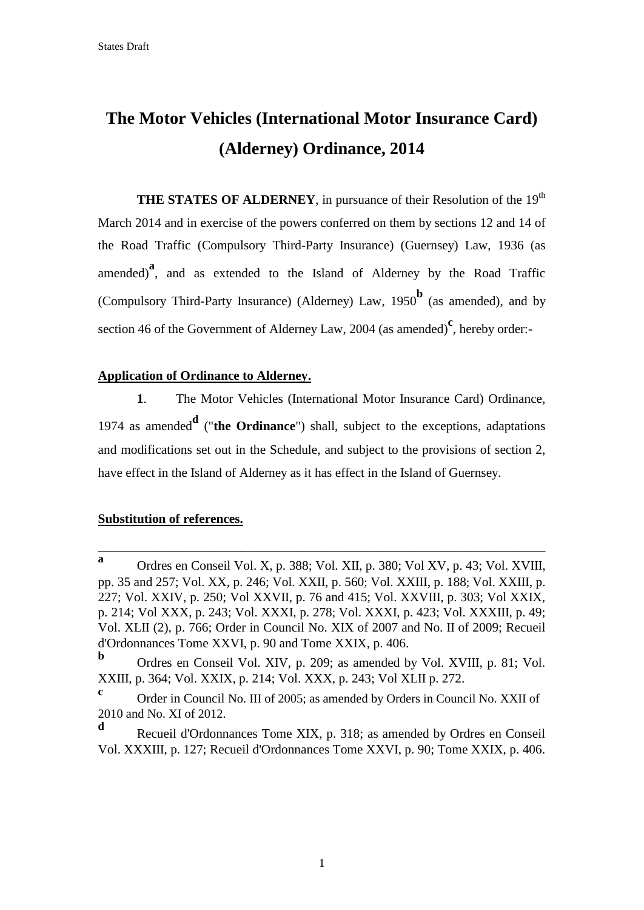States Draft

# The Motor Vehicles (International Motor Insurance Card) (Alderney) Ordinance, 2014

**THE STATES OF ALDERNEY**, in pursuance of their Resolution of the 19th March 2014 and in exercise of the powers conferred on them by sections 12 and 14 of the Road Traffic (Compulsory Third-Party Insurance) (Guernsey) Law, 1936 (as amended)[a], and as extended to the Island of Alderney by the Road Traffic (Compulsory Third-Party Insurance) (Alderney) Law, 1950[b] (as amended), and by section 46 of the Government of Alderney Law, 2004 (as amended)[c], hereby order:-

**Application of Ordinance to Alderney.**

**1**. The Motor Vehicles (International Motor Insurance Card) Ordinance, 1974 as amended[d] ("**the Ordinance**") shall, subject to the exceptions, adaptations and modifications set out in the Schedule, and subject to the provisions of section 2, have effect in the Island of Alderney as it has effect in the Island of Guernsey.

**Substitution of references.**

---

**a** Ordres en Conseil Vol. X, p. 388; Vol. XII, p. 380; Vol XV, p. 43; Vol. XVIII, pp. 35 and 257; Vol. XX, p. 246; Vol. XXII, p. 560; Vol. XXIII, p. 188; Vol. XXIII, p. 227; Vol. XXIV, p. 250; Vol XXVII, p. 76 and 415; Vol. XXVIII, p. 303; Vol XXIX, p. 214; Vol XXX, p. 243; Vol. XXXI, p. 278; Vol. XXXI, p. 423; Vol. XXXIII, p. 49; Vol. XLII (2), p. 766; Order in Council No. XIX of 2007 and No. II of 2009; Recueil d'Ordonnances Tome XXVI, p. 90 and Tome XXIX, p. 406.

**b** Ordres en Conseil Vol. XIV, p. 209; as amended by Vol. XVIII, p. 81; Vol. XXIII, p. 364; Vol. XXIX, p. 214; Vol. XXX, p. 243; Vol XLII p. 272.

**c** Order in Council No. III of 2005; as amended by Orders in Council No. XXII of 2010 and No. XI of 2012.

**d** Recueil d'Ordonnances Tome XIX, p. 318; as amended by Ordres en Conseil Vol. XXXIII, p. 127; Recueil d'Ordonnances Tome XXVI, p. 90; Tome XXIX, p. 406.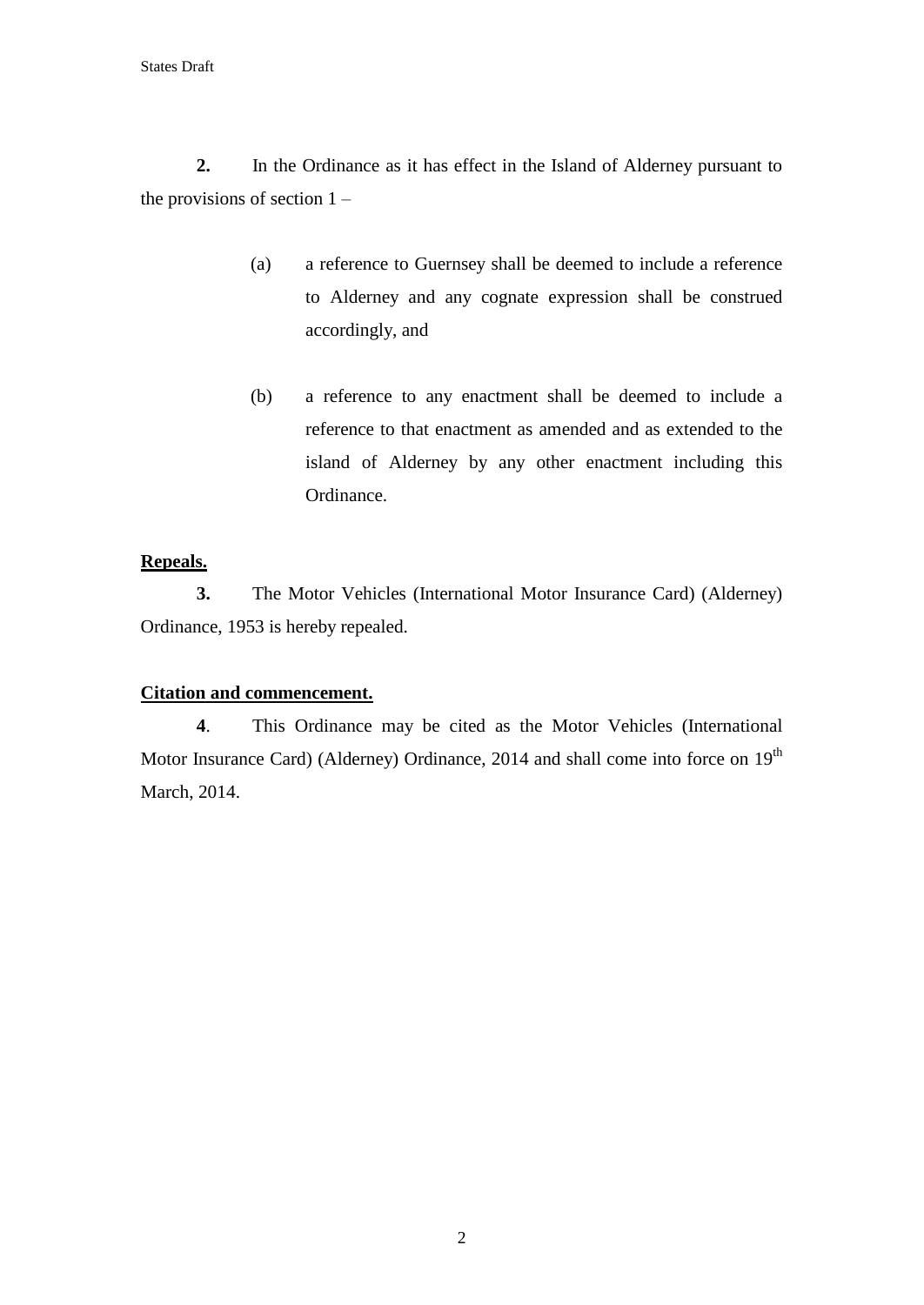**2.** In the Ordinance as it has effect in the Island of Alderney pursuant to the provisions of section 1 –

(a) a reference to Guernsey shall be deemed to include a reference to Alderney and any cognate expression shall be construed accordingly, and

(b) a reference to any enactment shall be deemed to include a reference to that enactment as amended and as extended to the island of Alderney by any other enactment including this Ordinance.

**Repeals.**

**3.** The Motor Vehicles (International Motor Insurance Card) (Alderney) Ordinance, 1953 is hereby repealed.

**Citation and commencement.**

**4**. This Ordinance may be cited as the Motor Vehicles (International Motor Insurance Card) (Alderney) Ordinance, 2014 and shall come into force on 19th March, 2014.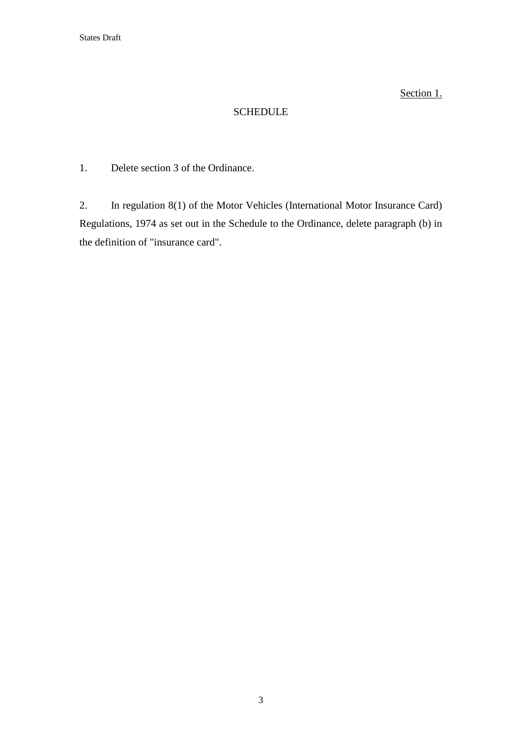Section 1.

## SCHEDULE

1. Delete section 3 of the Ordinance.

2. In regulation 8(1) of the Motor Vehicles (International Motor Insurance Card) Regulations, 1974 as set out in the Schedule to the Ordinance, delete paragraph (b) in the definition of "insurance card".